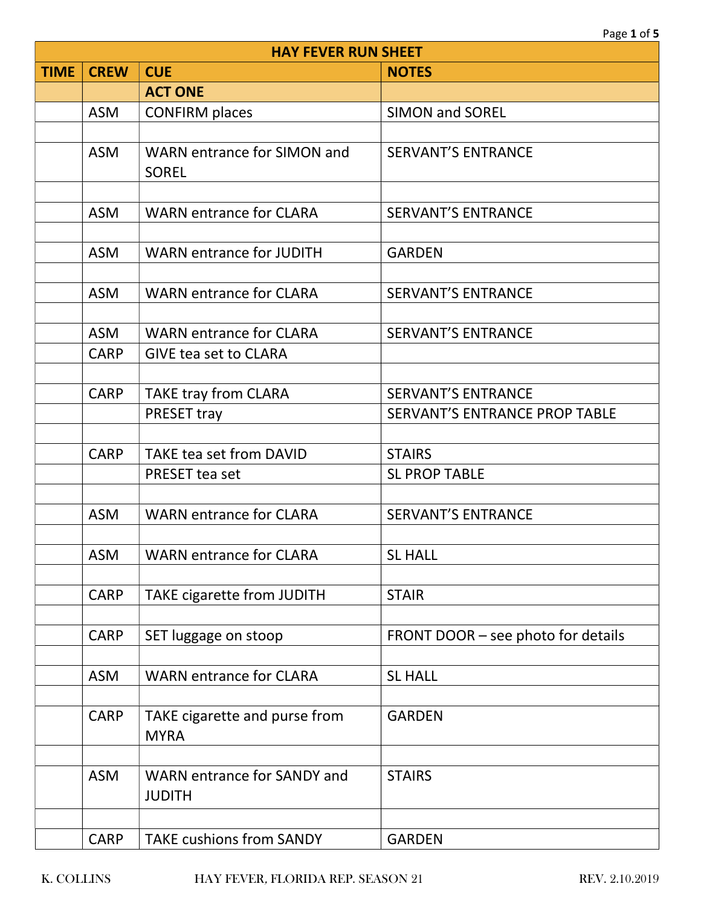| HAY FEVER RUN SHEET | | | |
|---|---|---|---|
| **TIME** | **CREW** | **CUE** | **NOTES** |
| | | **ACT ONE** | |
| | ASM | CONFIRM places | SIMON and SOREL |
| | | | |
| | ASM | WARN entrance for SIMON and SOREL | SERVANT'S ENTRANCE |
| | | | |
| | ASM | WARN entrance for CLARA | SERVANT'S ENTRANCE |
| | | | |
| | ASM | WARN entrance for JUDITH | GARDEN |
| | | | |
| | ASM | WARN entrance for CLARA | SERVANT'S ENTRANCE |
| | | | |
| | ASM | WARN entrance for CLARA | SERVANT'S ENTRANCE |
| | CARP | GIVE tea set to CLARA | |
| | | | |
| | CARP | TAKE tray from CLARA | SERVANT'S ENTRANCE |
| | | PRESET tray | SERVANT'S ENTRANCE PROP TABLE |
| | | | |
| | CARP | TAKE tea set from DAVID | STAIRS |
| | | PRESET tea set | SL PROP TABLE |
| | | | |
| | ASM | WARN entrance for CLARA | SERVANT'S ENTRANCE |
| | | | |
| | ASM | WARN entrance for CLARA | SL HALL |
| | | | |
| | CARP | TAKE cigarette from JUDITH | STAIR |
| | | | |
| | CARP | SET luggage on stoop | FRONT DOOR – see photo for details |
| | | | |
| | ASM | WARN entrance for CLARA | SL HALL |
| | | | |
| | CARP | TAKE cigarette and purse from MYRA | GARDEN |
| | | | |
| | ASM | WARN entrance for SANDY and JUDITH | STAIRS |
| | | | |
| | CARP | TAKE cushions from SANDY | GARDEN |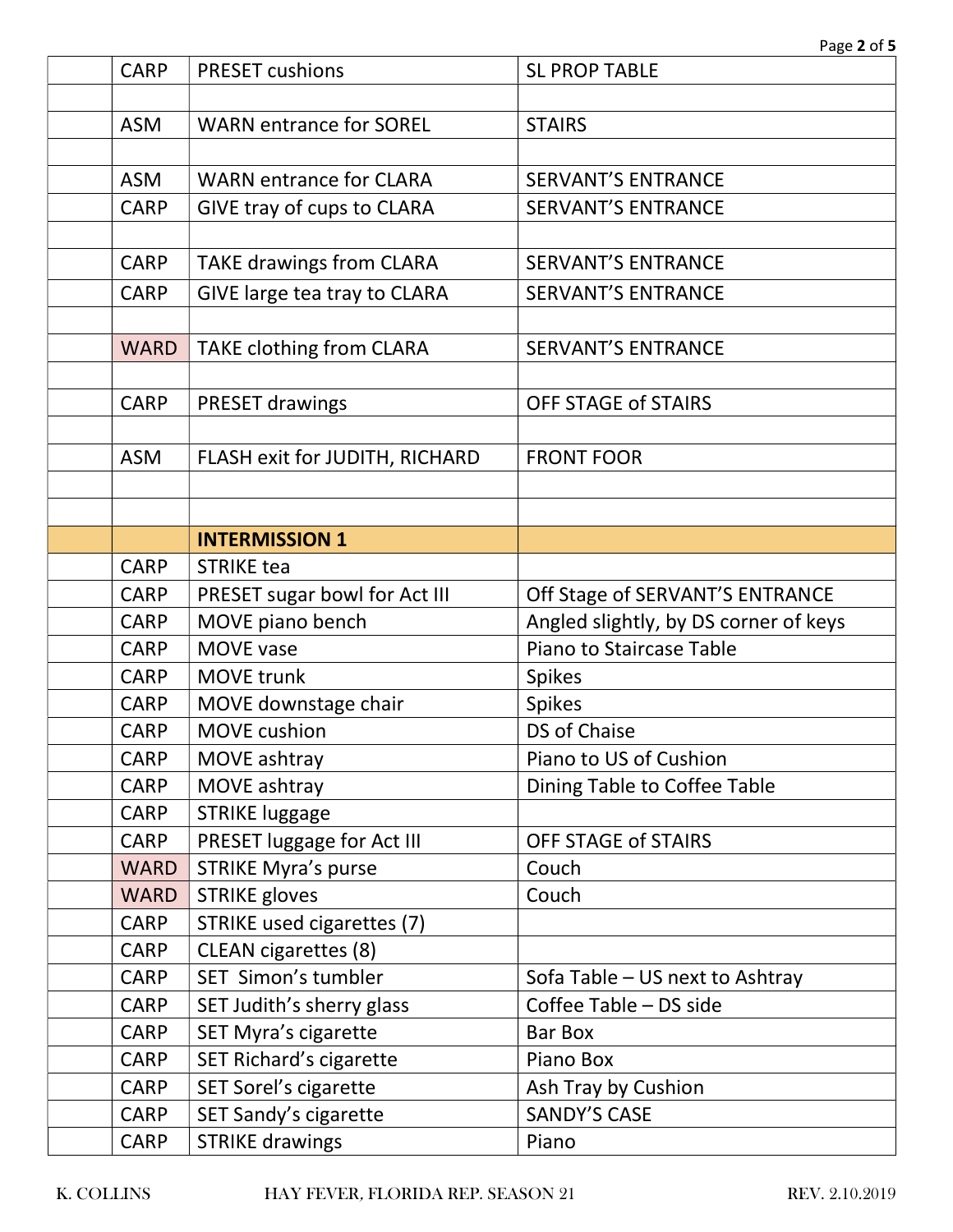| | | | |
|---|---|---|---|
| | CARP | PRESET cushions | SL PROP TABLE |
| | | | |
| | ASM | WARN entrance for SOREL | STAIRS |
| | | | |
| | ASM | WARN entrance for CLARA | SERVANT'S ENTRANCE |
| | CARP | GIVE tray of cups to CLARA | SERVANT'S ENTRANCE |
| | | | |
| | CARP | TAKE drawings from CLARA | SERVANT'S ENTRANCE |
| | CARP | GIVE large tea tray to CLARA | SERVANT'S ENTRANCE |
| | | | |
| | WARD | TAKE clothing from CLARA | SERVANT'S ENTRANCE |
| | | | |
| | CARP | PRESET drawings | OFF STAGE of STAIRS |
| | | | |
| | ASM | FLASH exit for JUDITH, RICHARD | FRONT FOOR |
| | | | |
| | | | |
| | | **INTERMISSION 1** | |
| | CARP | STRIKE tea | |
| | CARP | PRESET sugar bowl for Act III | Off Stage of SERVANT'S ENTRANCE |
| | CARP | MOVE piano bench | Angled slightly, by DS corner of keys |
| | CARP | MOVE vase | Piano to Staircase Table |
| | CARP | MOVE trunk | Spikes |
| | CARP | MOVE downstage chair | Spikes |
| | CARP | MOVE cushion | DS of Chaise |
| | CARP | MOVE ashtray | Piano to US of Cushion |
| | CARP | MOVE ashtray | Dining Table to Coffee Table |
| | CARP | STRIKE luggage | |
| | CARP | PRESET luggage for Act III | OFF STAGE of STAIRS |
| | WARD | STRIKE Myra's purse | Couch |
| | WARD | STRIKE gloves | Couch |
| | CARP | STRIKE used cigarettes (7) | |
| | CARP | CLEAN cigarettes (8) | |
| | CARP | SET Simon's tumbler | Sofa Table – US next to Ashtray |
| | CARP | SET Judith's sherry glass | Coffee Table – DS side |
| | CARP | SET Myra's cigarette | Bar Box |
| | CARP | SET Richard's cigarette | Piano Box |
| | CARP | SET Sorel's cigarette | Ash Tray by Cushion |
| | CARP | SET Sandy's cigarette | SANDY'S CASE |
| | CARP | STRIKE drawings | Piano |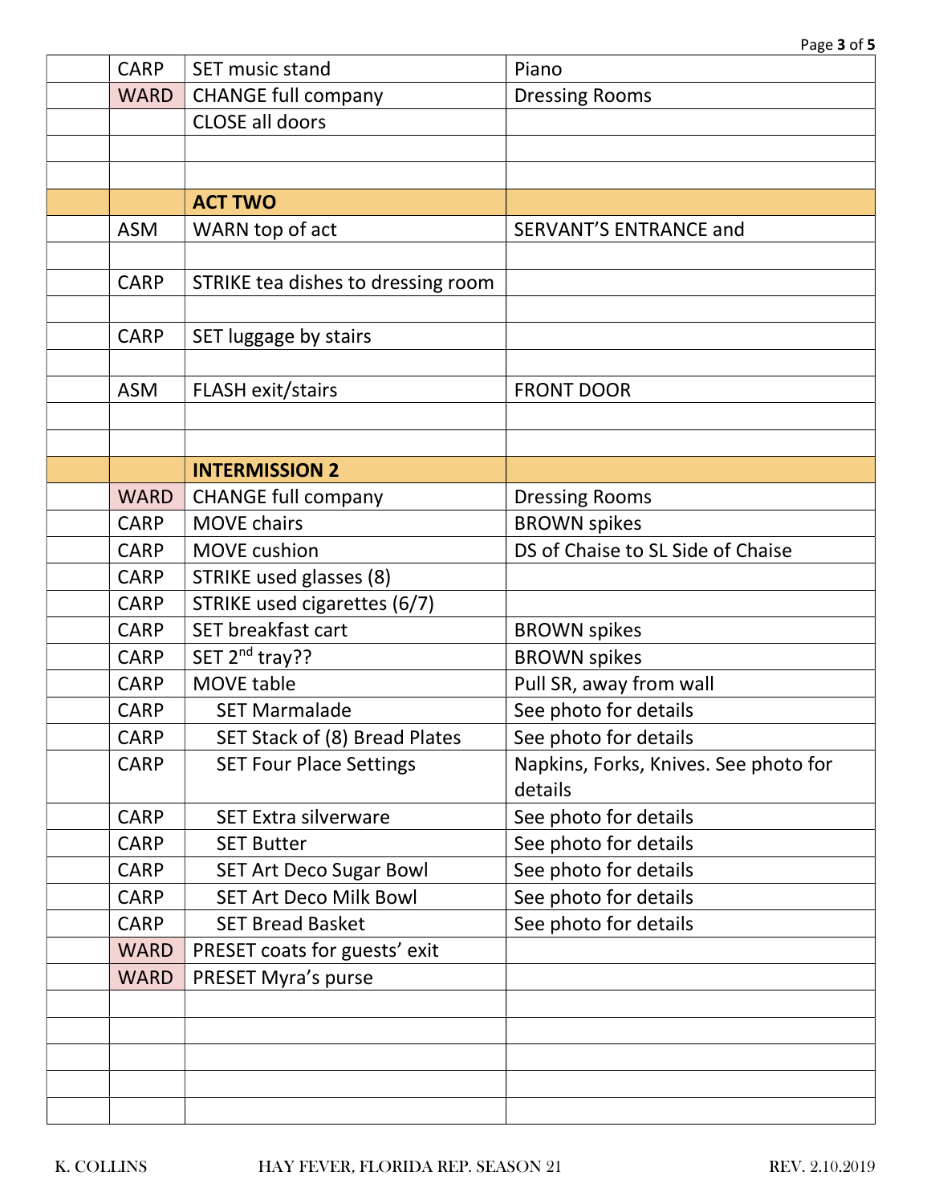| | | | |
|---|---|---|---|
| | CARP | SET music stand | Piano |
| | WARD | CHANGE full company | Dressing Rooms |
| | | CLOSE all doors | |
| | | | |
| | | | |
| | | **ACT TWO** | |
| | ASM | WARN top of act | SERVANT'S ENTRANCE and |
| | | | |
| | CARP | STRIKE tea dishes to dressing room | |
| | | | |
| | CARP | SET luggage by stairs | |
| | | | |
| | ASM | FLASH exit/stairs | FRONT DOOR |
| | | | |
| | | | |
| | | **INTERMISSION 2** | |
| | WARD | CHANGE full company | Dressing Rooms |
| | CARP | MOVE chairs | BROWN spikes |
| | CARP | MOVE cushion | DS of Chaise to SL Side of Chaise |
| | CARP | STRIKE used glasses (8) | |
| | CARP | STRIKE used cigarettes (6/7) | |
| | CARP | SET breakfast cart | BROWN spikes |
| | CARP | SET 2nd tray?? | BROWN spikes |
| | CARP | MOVE table | Pull SR, away from wall |
| | CARP | SET Marmalade | See photo for details |
| | CARP | SET Stack of (8) Bread Plates | See photo for details |
| | CARP | SET Four Place Settings | Napkins, Forks, Knives. See photo for details |
| | CARP | SET Extra silverware | See photo for details |
| | CARP | SET Butter | See photo for details |
| | CARP | SET Art Deco Sugar Bowl | See photo for details |
| | CARP | SET Art Deco Milk Bowl | See photo for details |
| | CARP | SET Bread Basket | See photo for details |
| | WARD | PRESET coats for guests' exit | |
| | WARD | PRESET Myra's purse | |
| | | | |
| | | | |
| | | | |
| | | | |
| | | | |

K. COLLINS HAY FEVER, FLORIDA REP. SEASON 21 REV. 2.10.2019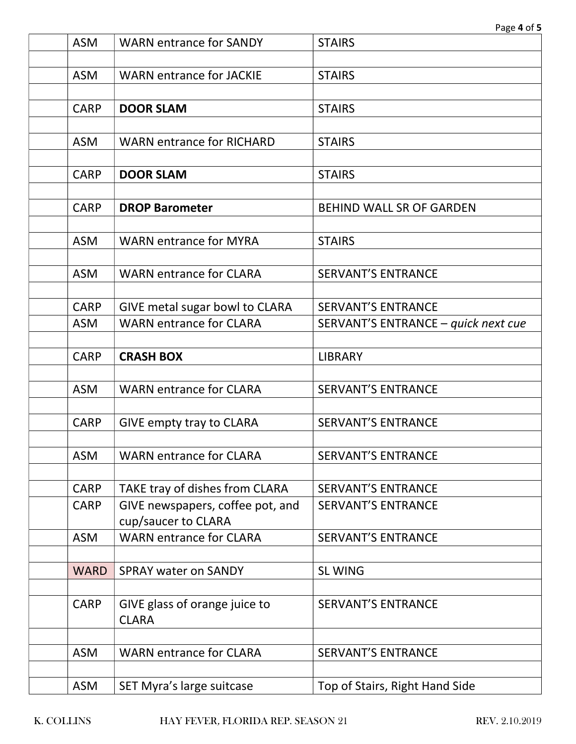| | | | |
|---|---|---|---|
| | ASM | WARN entrance for SANDY | STAIRS |
| | | | |
| | ASM | WARN entrance for JACKIE | STAIRS |
| | | | |
| | CARP | **DOOR SLAM** | STAIRS |
| | | | |
| | ASM | WARN entrance for RICHARD | STAIRS |
| | | | |
| | CARP | **DOOR SLAM** | STAIRS |
| | | | |
| | CARP | **DROP Barometer** | BEHIND WALL SR OF GARDEN |
| | | | |
| | ASM | WARN entrance for MYRA | STAIRS |
| | | | |
| | ASM | WARN entrance for CLARA | SERVANT'S ENTRANCE |
| | | | |
| | CARP | GIVE metal sugar bowl to CLARA | SERVANT'S ENTRANCE |
| | ASM | WARN entrance for CLARA | SERVANT'S ENTRANCE – *quick next cue* |
| | | | |
| | CARP | **CRASH BOX** | LIBRARY |
| | | | |
| | ASM | WARN entrance for CLARA | SERVANT'S ENTRANCE |
| | | | |
| | CARP | GIVE empty tray to CLARA | SERVANT'S ENTRANCE |
| | | | |
| | ASM | WARN entrance for CLARA | SERVANT'S ENTRANCE |
| | | | |
| | CARP | TAKE tray of dishes from CLARA | SERVANT'S ENTRANCE |
| | CARP | GIVE newspapers, coffee pot, and cup/saucer to CLARA | SERVANT'S ENTRANCE |
| | ASM | WARN entrance for CLARA | SERVANT'S ENTRANCE |
| | | | |
| | WARD | SPRAY water on SANDY | SL WING |
| | | | |
| | CARP | GIVE glass of orange juice to CLARA | SERVANT'S ENTRANCE |
| | | | |
| | ASM | WARN entrance for CLARA | SERVANT'S ENTRANCE |
| | | | |
| | ASM | SET Myra's large suitcase | Top of Stairs, Right Hand Side |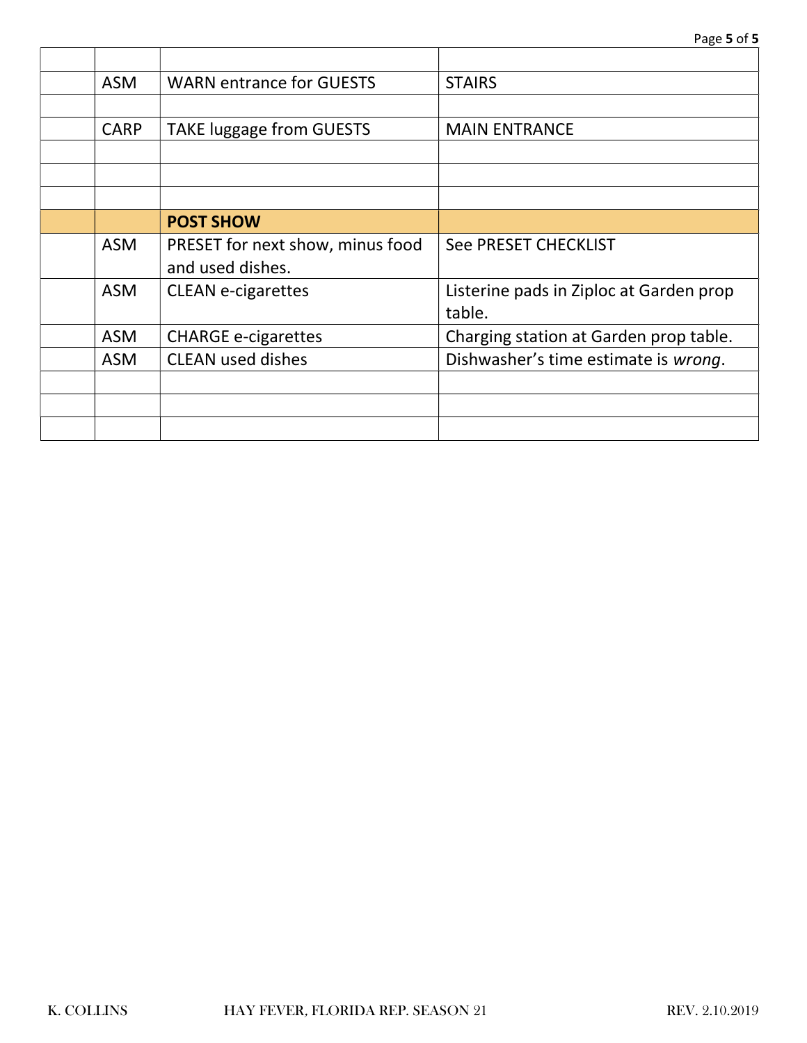| | | | |
|---|---|---|---|
| | | | |
| | ASM | WARN entrance for GUESTS | STAIRS |
| | | | |
| | CARP | TAKE luggage from GUESTS | MAIN ENTRANCE |
| | | | |
| | | | |
| | | | |
| | | **POST SHOW** | |
| | ASM | PRESET for next show, minus food and used dishes. | See PRESET CHECKLIST |
| | ASM | CLEAN e-cigarettes | Listerine pads in Ziploc at Garden prop table. |
| | ASM | CHARGE e-cigarettes | Charging station at Garden prop table. |
| | ASM | CLEAN used dishes | Dishwasher's time estimate is *wrong*. |
| | | | |
| | | | |
| | | | |